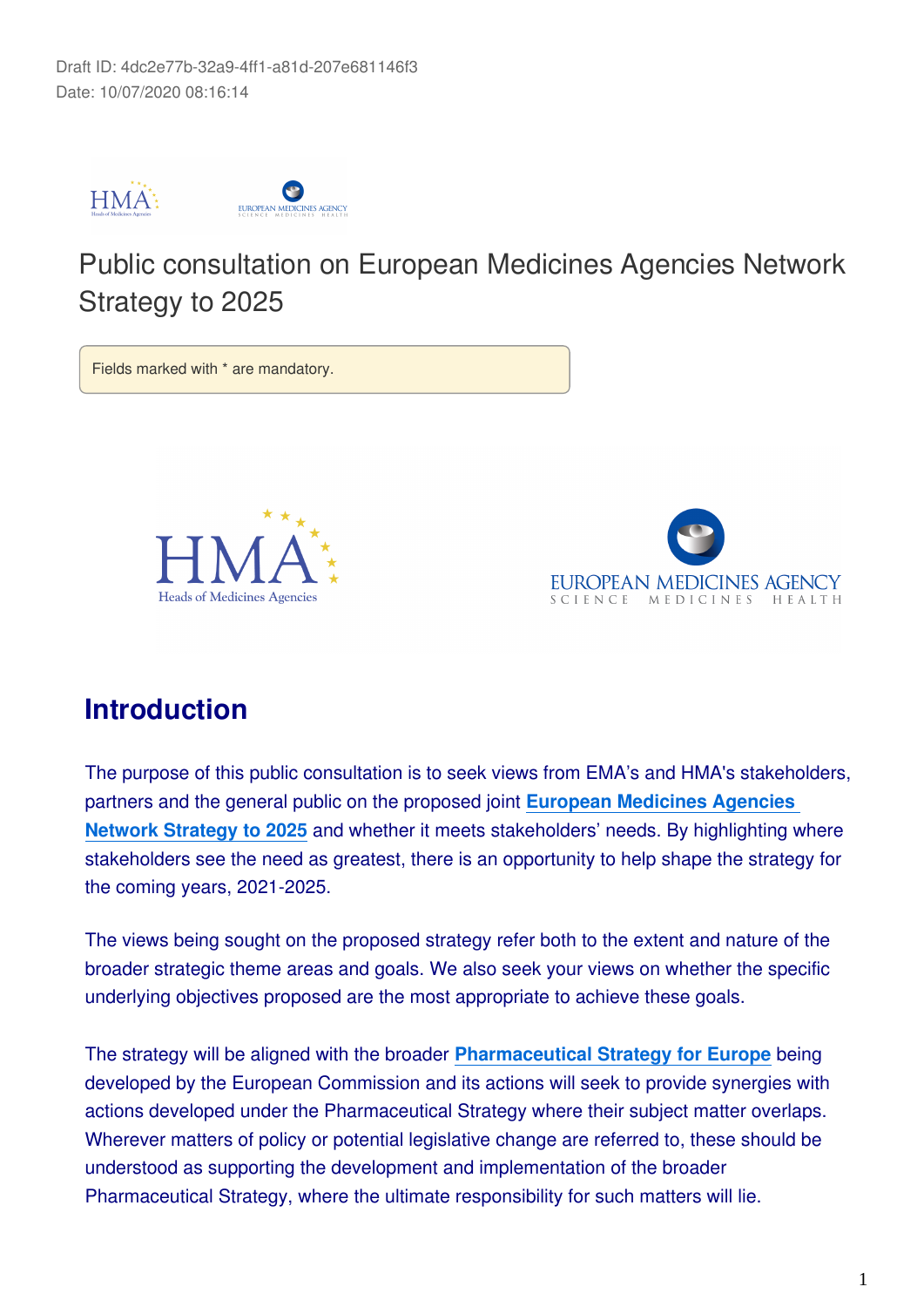Draft ID: 4dc2e77b-32a9-4ff1-a81d-207e681146f3
Date: 10/07/2020 08:16:14

# Public consultation on European Medicines Agencies Network Strategy to 2025

Fields marked with * are mandatory.

## Introduction

The purpose of this public consultation is to seek views from EMA's and HMA's stakeholders, partners and the general public on the proposed joint **European Medicines Agencies Network Strategy to 2025** and whether it meets stakeholders' needs. By highlighting where stakeholders see the need as greatest, there is an opportunity to help shape the strategy for the coming years, 2021-2025.

The views being sought on the proposed strategy refer both to the extent and nature of the broader strategic theme areas and goals. We also seek your views on whether the specific underlying objectives proposed are the most appropriate to achieve these goals.

The strategy will be aligned with the broader **Pharmaceutical Strategy for Europe** being developed by the European Commission and its actions will seek to provide synergies with actions developed under the Pharmaceutical Strategy where their subject matter overlaps. Wherever matters of policy or potential legislative change are referred to, these should be understood as supporting the development and implementation of the broader Pharmaceutical Strategy, where the ultimate responsibility for such matters will lie.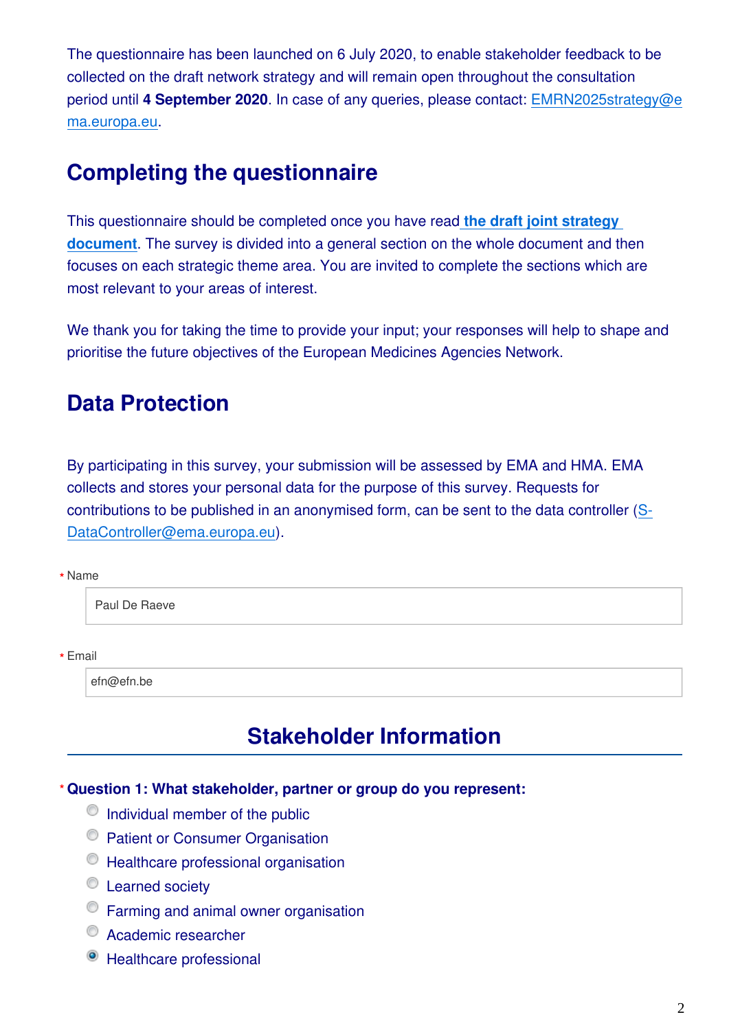The questionnaire has been launched on 6 July 2020, to enable stakeholder feedback to be collected on the draft network strategy and will remain open throughout the consultation period until **4 September 2020**. In case of any queries, please contact: EMRN2025strategy@ema.europa.eu.

## Completing the questionnaire

This questionnaire should be completed once you have read **the draft joint strategy document**. The survey is divided into a general section on the whole document and then focuses on each strategic theme area. You are invited to complete the sections which are most relevant to your areas of interest.

We thank you for taking the time to provide your input; your responses will help to shape and prioritise the future objectives of the European Medicines Agencies Network.

## Data Protection

By participating in this survey, your submission will be assessed by EMA and HMA. EMA collects and stores your personal data for the purpose of this survey. Requests for contributions to be published in an anonymised form, can be sent to the data controller (S-DataController@ema.europa.eu).

\* Name

Paul De Raeve

\* Email

efn@efn.be

## Stakeholder Information

**\* Question 1: What stakeholder, partner or group do you represent:**

- ○ Individual member of the public
- ○ Patient or Consumer Organisation
- ○ Healthcare professional organisation
- ○ Learned society
- ○ Farming and animal owner organisation
- ○ Academic researcher
- ● Healthcare professional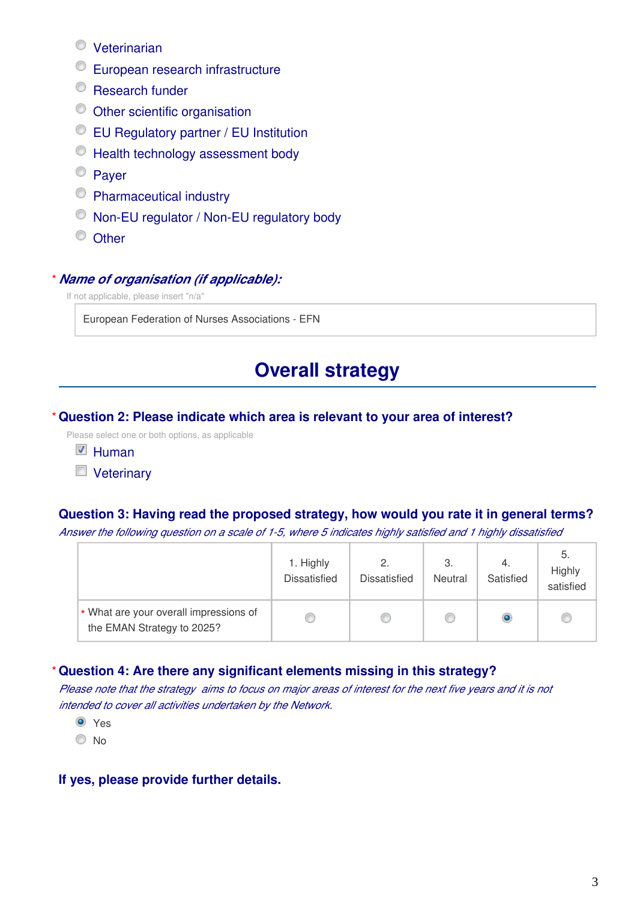- Veterinarian
- European research infrastructure
- Research funder
- Other scientific organisation
- EU Regulatory partner / EU Institution
- Health technology assessment body
- Payer
- Pharmaceutical industry
- Non-EU regulator / Non-EU regulatory body
- Other

\* ***Name of organisation (if applicable):***

If not applicable, please insert "n/a"

European Federation of Nurses Associations - EFN

# Overall strategy

\* **Question 2: Please indicate which area is relevant to your area of interest?**

Please select one or both options, as applicable

- [x] Human
- [ ] Veterinary

**Question 3: Having read the proposed strategy, how would you rate it in general terms?**

*Answer the following question on a scale of 1-5, where 5 indicates highly satisfied and 1 highly dissatisfied*

| | 1. Highly Dissatisfied | 2. Dissatisfied | 3. Neutral | 4. Satisfied | 5. Highly satisfied |
|---|---|---|---|---|---|
| \* What are your overall impressions of the EMAN Strategy to 2025? | ○ | ○ | ○ | ● | ○ |

\* **Question 4: Are there any significant elements missing in this strategy?**

*Please note that the strategy aims to focus on major areas of interest for the next five years and it is not intended to cover all activities undertaken by the Network.*

- ● Yes
- ○ No

**If yes, please provide further details.**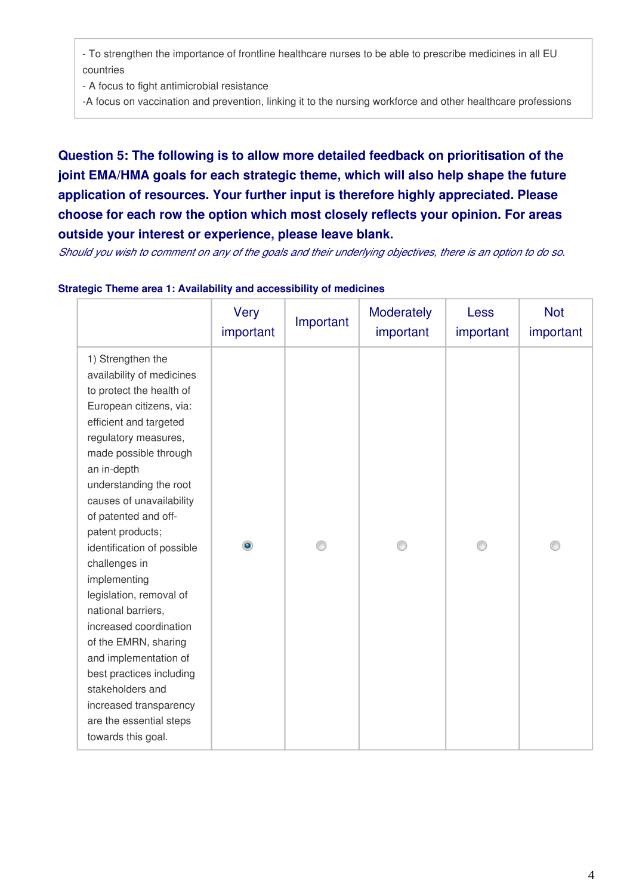- To strengthen the importance of frontline healthcare nurses to be able to prescribe medicines in all EU countries
- A focus to fight antimicrobial resistance
-A focus on vaccination and prevention, linking it to the nursing workforce and other healthcare professions

**Question 5: The following is to allow more detailed feedback on prioritisation of the joint EMA/HMA goals for each strategic theme, which will also help shape the future application of resources. Your further input is therefore highly appreciated. Please choose for each row the option which most closely reflects your opinion. For areas outside your interest or experience, please leave blank.**

*Should you wish to comment on any of the goals and their underlying objectives, there is an option to do so.*

**Strategic Theme area 1: Availability and accessibility of medicines**

| | Very important | Important | Moderately important | Less important | Not important |
|---|---|---|---|---|---|
| 1) Strengthen the availability of medicines to protect the health of European citizens, via: efficient and targeted regulatory measures, made possible through an in-depth understanding the root causes of unavailability of patented and off-patent products; identification of possible challenges in implementing legislation, removal of national barriers, increased coordination of the EMRN, sharing and implementation of best practices including stakeholders and increased transparency are the essential steps towards this goal. | ◉ | ○ | ○ | ○ | ○ |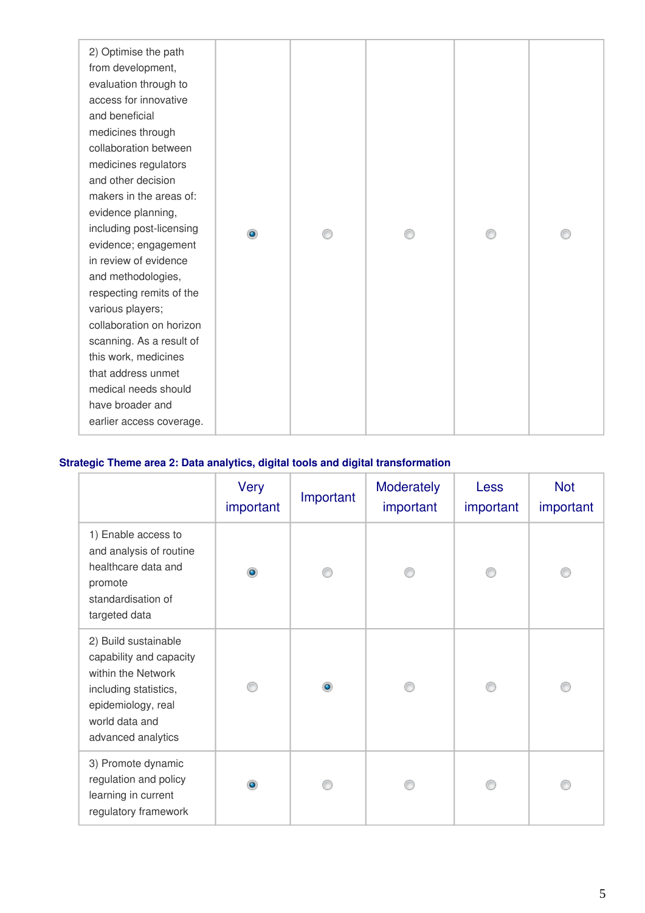| | | | | | |
|---|---|---|---|---|---|
| 2) Optimise the path from development, evaluation through to access for innovative and beneficial medicines through collaboration between medicines regulators and other decision makers in the areas of: evidence planning, including post-licensing evidence; engagement in review of evidence and methodologies, respecting remits of the various players; collaboration on horizon scanning. As a result of this work, medicines that address unmet medical needs should have broader and earlier access coverage. | ◉ | ○ | ○ | ○ | ○ |

**Strategic Theme area 2: Data analytics, digital tools and digital transformation**

| | Very important | Important | Moderately important | Less important | Not important |
|---|---|---|---|---|---|
| 1) Enable access to and analysis of routine healthcare data and promote standardisation of targeted data | ◉ | ○ | ○ | ○ | ○ |
| 2) Build sustainable capability and capacity within the Network including statistics, epidemiology, real world data and advanced analytics | ○ | ◉ | ○ | ○ | ○ |
| 3) Promote dynamic regulation and policy learning in current regulatory framework | ◉ | ○ | ○ | ○ | ○ |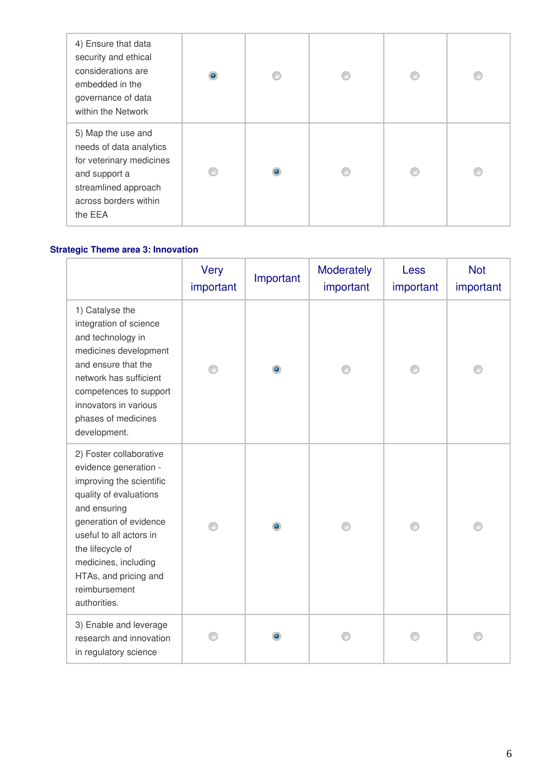| | Very important | Important | Moderately important | Less important | Not important |
|---|---|---|---|---|---|
| 4) Ensure that data security and ethical considerations are embedded in the governance of data within the Network | ◉ | ○ | ○ | ○ | ○ |
| 5) Map the use and needs of data analytics for veterinary medicines and support a streamlined approach across borders within the EEA | ○ | ◉ | ○ | ○ | ○ |

**Strategic Theme area 3: Innovation**

| | Very important | Important | Moderately important | Less important | Not important |
|---|---|---|---|---|---|
| 1) Catalyse the integration of science and technology in medicines development and ensure that the network has sufficient competences to support innovators in various phases of medicines development. | ○ | ◉ | ○ | ○ | ○ |
| 2) Foster collaborative evidence generation - improving the scientific quality of evaluations and ensuring generation of evidence useful to all actors in the lifecycle of medicines, including HTAs, and pricing and reimbursement authorities. | ○ | ◉ | ○ | ○ | ○ |
| 3) Enable and leverage research and innovation in regulatory science | ○ | ◉ | ○ | ○ | ○ |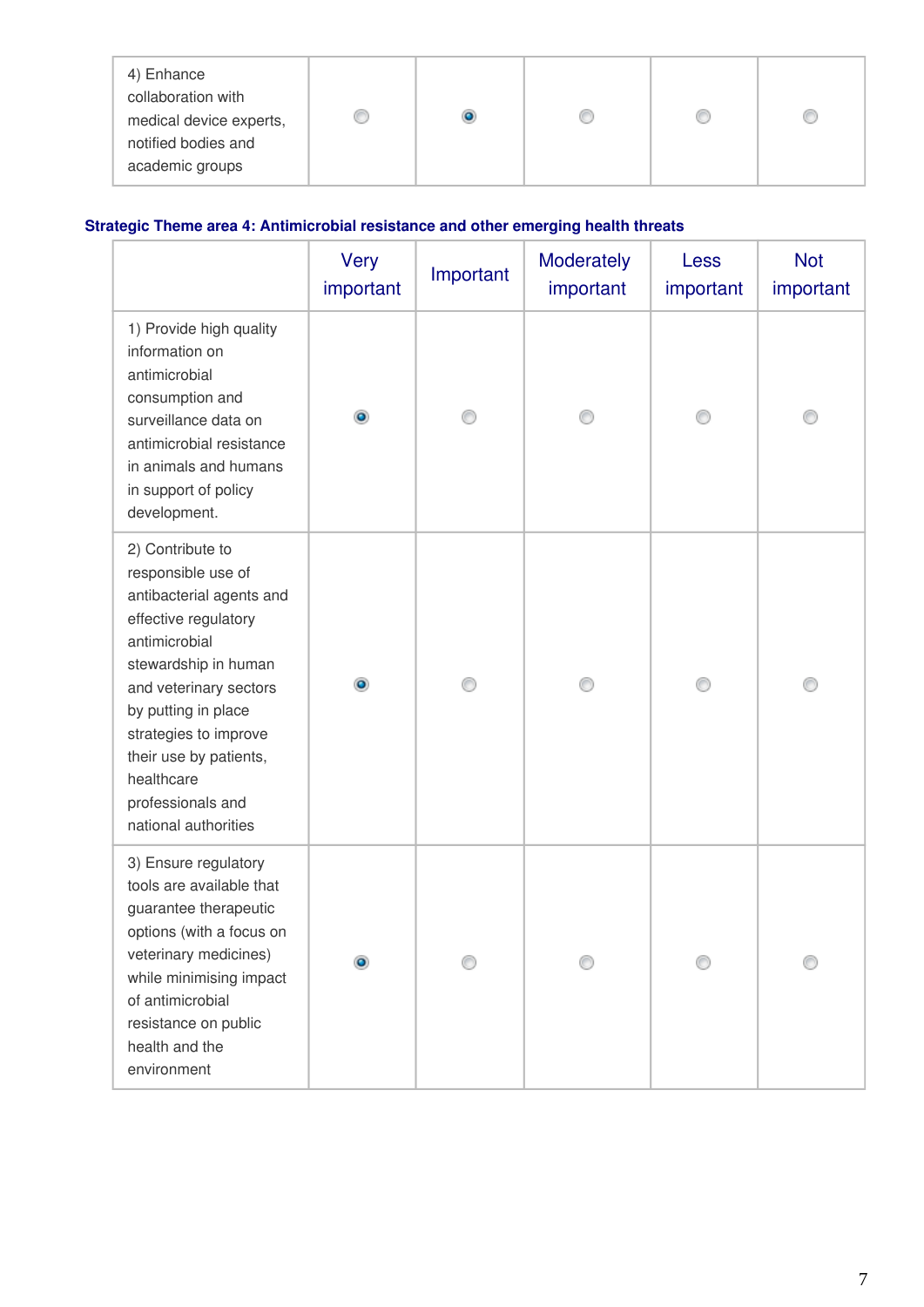| | | | | | |
|---|---|---|---|---|---|
| 4) Enhance collaboration with medical device experts, notified bodies and academic groups | ○ | ◉ | ○ | ○ | ○ |

**Strategic Theme area 4: Antimicrobial resistance and other emerging health threats**

| | Very important | Important | Moderately important | Less important | Not important |
|---|---|---|---|---|---|
| 1) Provide high quality information on antimicrobial consumption and surveillance data on antimicrobial resistance in animals and humans in support of policy development. | ◉ | ○ | ○ | ○ | ○ |
| 2) Contribute to responsible use of antibacterial agents and effective regulatory antimicrobial stewardship in human and veterinary sectors by putting in place strategies to improve their use by patients, healthcare professionals and national authorities | ◉ | ○ | ○ | ○ | ○ |
| 3) Ensure regulatory tools are available that guarantee therapeutic options (with a focus on veterinary medicines) while minimising impact of antimicrobial resistance on public health and the environment | ◉ | ○ | ○ | ○ | ○ |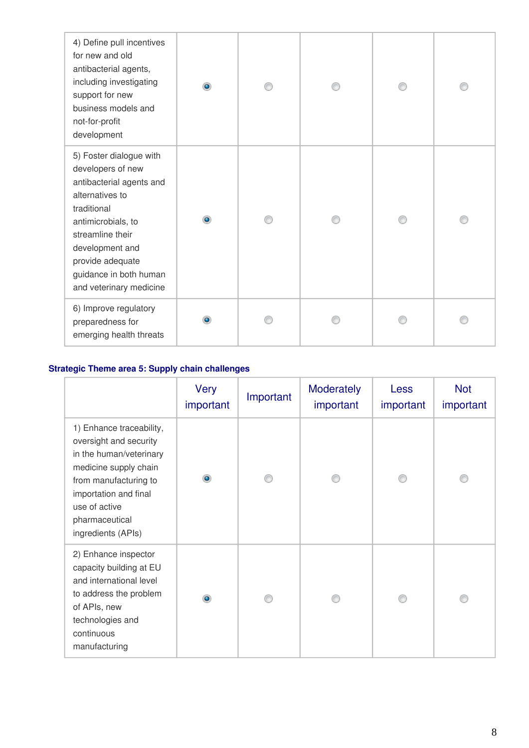| | | | | | |
|---|---|---|---|---|---|
| 4) Define pull incentives for new and old antibacterial agents, including investigating support for new business models and not-for-profit development | ◉ | ○ | ○ | ○ | ○ |
| 5) Foster dialogue with developers of new antibacterial agents and alternatives to traditional antimicrobials, to streamline their development and provide adequate guidance in both human and veterinary medicine | ◉ | ○ | ○ | ○ | ○ |
| 6) Improve regulatory preparedness for emerging health threats | ◉ | ○ | ○ | ○ | ○ |

**Strategic Theme area 5: Supply chain challenges**

| | Very important | Important | Moderately important | Less important | Not important |
|---|---|---|---|---|---|
| 1) Enhance traceability, oversight and security in the human/veterinary medicine supply chain from manufacturing to importation and final use of active pharmaceutical ingredients (APIs) | ◉ | ○ | ○ | ○ | ○ |
| 2) Enhance inspector capacity building at EU and international level to address the problem of APIs, new technologies and continuous manufacturing | ◉ | ○ | ○ | ○ | ○ |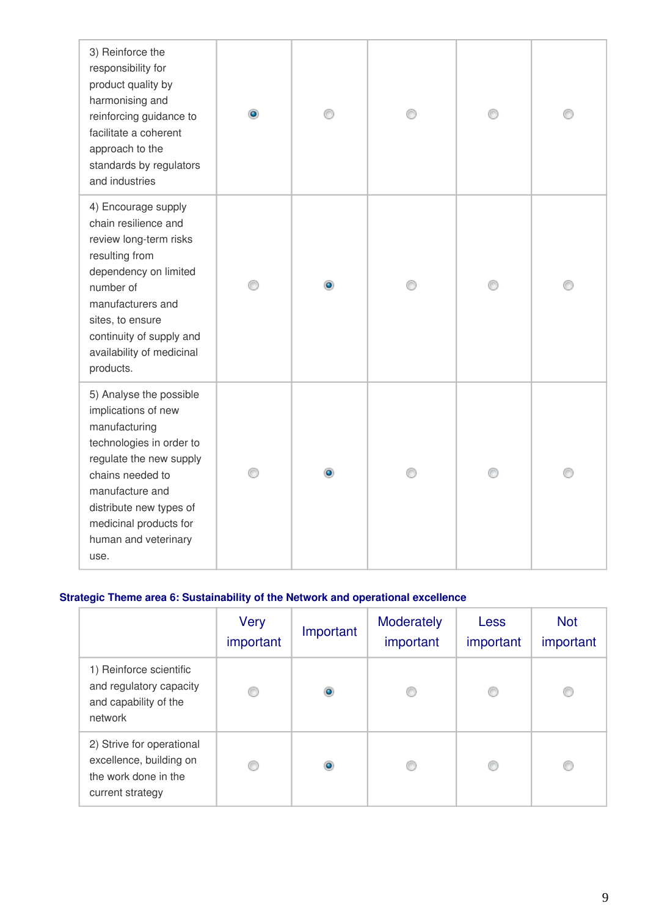| | Very important | Important | Moderately important | Less important | Not important |
|---|---|---|---|---|---|
| 3) Reinforce the responsibility for product quality by harmonising and reinforcing guidance to facilitate a coherent approach to the standards by regulators and industries | ◉ | ○ | ○ | ○ | ○ |
| 4) Encourage supply chain resilience and review long-term risks resulting from dependency on limited number of manufacturers and sites, to ensure continuity of supply and availability of medicinal products. | ○ | ◉ | ○ | ○ | ○ |
| 5) Analyse the possible implications of new manufacturing technologies in order to regulate the new supply chains needed to manufacture and distribute new types of medicinal products for human and veterinary use. | ○ | ◉ | ○ | ○ | ○ |

**Strategic Theme area 6: Sustainability of the Network and operational excellence**

| | Very important | Important | Moderately important | Less important | Not important |
|---|---|---|---|---|---|
| 1) Reinforce scientific and regulatory capacity and capability of the network | ○ | ◉ | ○ | ○ | ○ |
| 2) Strive for operational excellence, building on the work done in the current strategy | ○ | ◉ | ○ | ○ | ○ |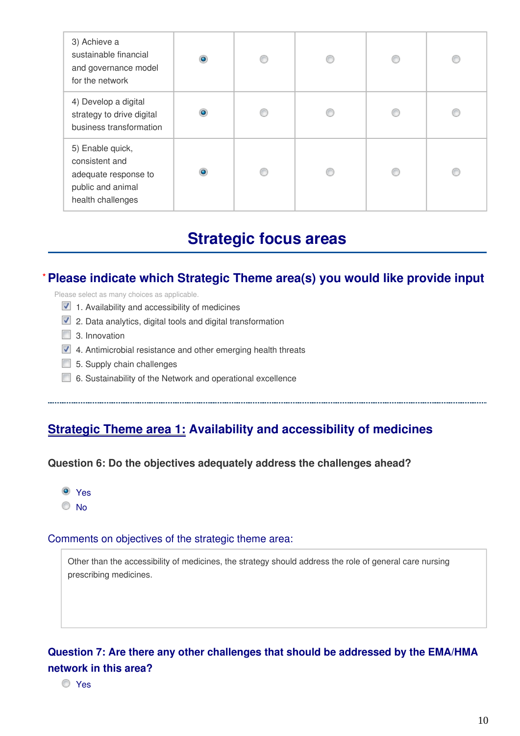| | | | | | |
|---|---|---|---|---|---|
| 3) Achieve a sustainable financial and governance model for the network | ◉ | ○ | ○ | ○ | ○ |
| 4) Develop a digital strategy to drive digital business transformation | ◉ | ○ | ○ | ○ | ○ |
| 5) Enable quick, consistent and adequate response to public and animal health challenges | ◉ | ○ | ○ | ○ | ○ |

# Strategic focus areas

### * Please indicate which Strategic Theme area(s) you would like provide input

Please select as many choices as applicable.

- [x] 1. Availability and accessibility of medicines
- [x] 2. Data analytics, digital tools and digital transformation
- [ ] 3. Innovation
- [x] 4. Antimicrobial resistance and other emerging health threats
- [ ] 5. Supply chain challenges
- [ ] 6. Sustainability of the Network and operational excellence

---

## Strategic Theme area 1: Availability and accessibility of medicines

**Question 6: Do the objectives adequately address the challenges ahead?**

- ◉ Yes
- ○ No

Comments on objectives of the strategic theme area:

> Other than the accessibility of medicines, the strategy should address the role of general care nursing prescribing medicines.

**Question 7: Are there any other challenges that should be addressed by the EMA/HMA network in this area?**

- ○ Yes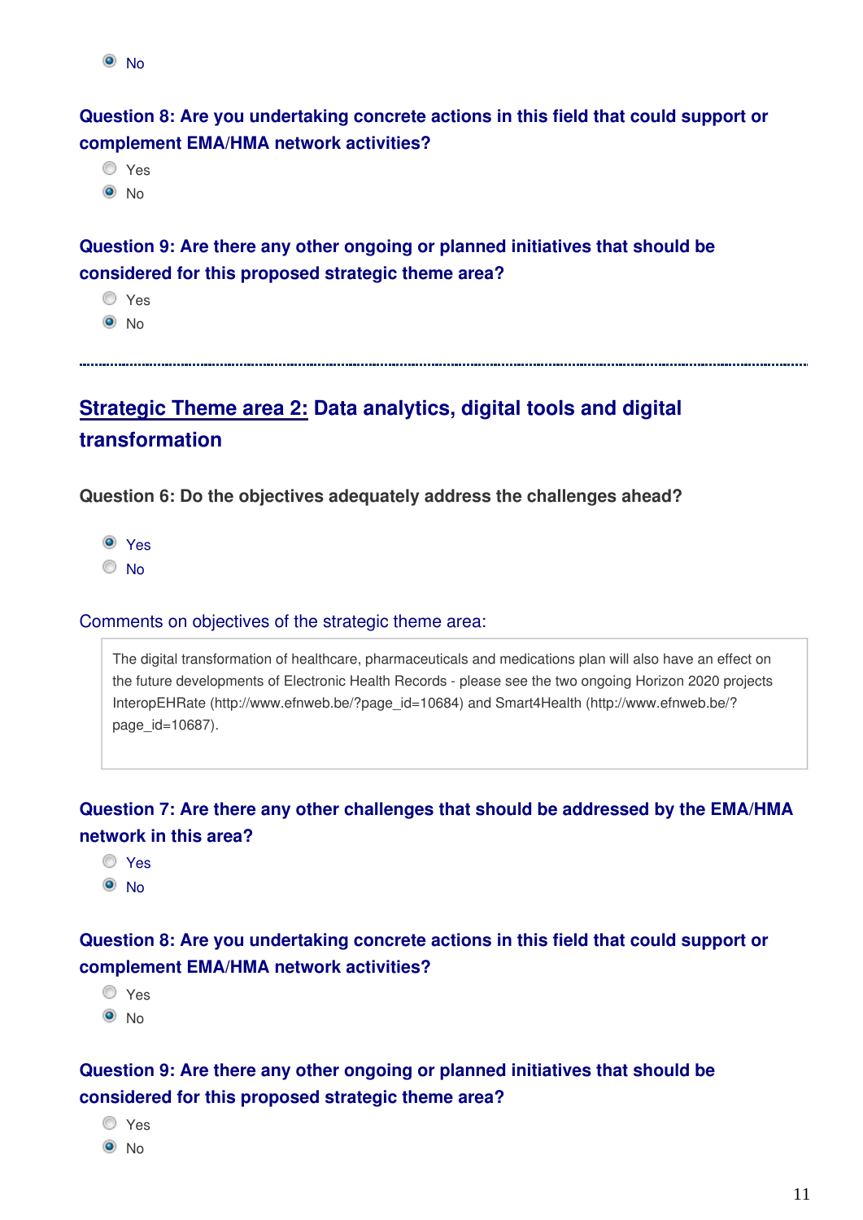- [x] No

**Question 8: Are you undertaking concrete actions in this field that could support or complement EMA/HMA network activities?**

- [ ] Yes
- [x] No

**Question 9: Are there any other ongoing or planned initiatives that should be considered for this proposed strategic theme area?**

- [ ] Yes
- [x] No

---

## Strategic Theme area 2: Data analytics, digital tools and digital transformation

**Question 6: Do the objectives adequately address the challenges ahead?**

- [x] Yes
- [ ] No

Comments on objectives of the strategic theme area:

> The digital transformation of healthcare, pharmaceuticals and medications plan will also have an effect on the future developments of Electronic Health Records - please see the two ongoing Horizon 2020 projects InteropEHRate (http://www.efnweb.be/?page_id=10684) and Smart4Health (http://www.efnweb.be/?page_id=10687).

**Question 7: Are there any other challenges that should be addressed by the EMA/HMA network in this area?**

- [ ] Yes
- [x] No

**Question 8: Are you undertaking concrete actions in this field that could support or complement EMA/HMA network activities?**

- [ ] Yes
- [x] No

**Question 9: Are there any other ongoing or planned initiatives that should be considered for this proposed strategic theme area?**

- [ ] Yes
- [x] No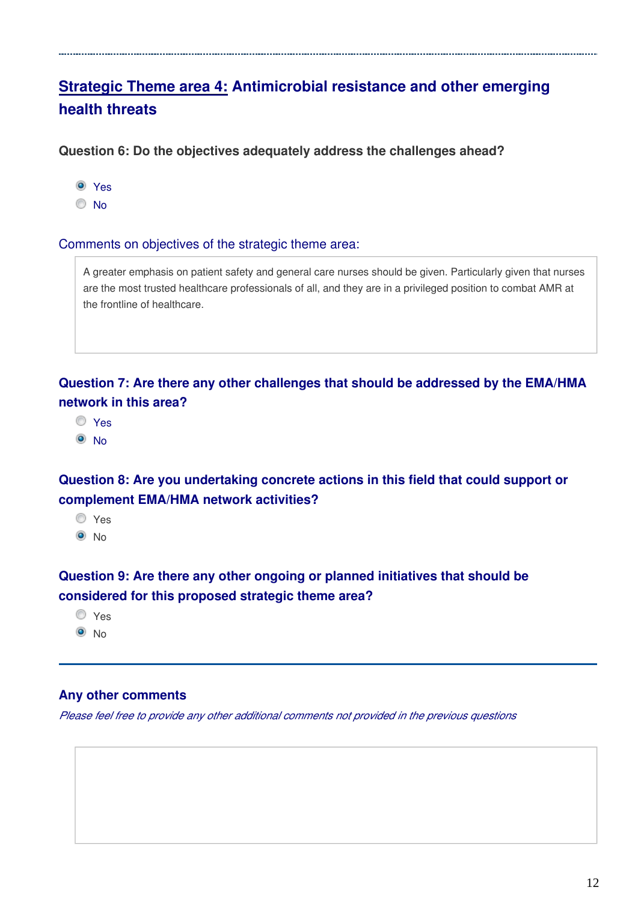## Strategic Theme area 4: Antimicrobial resistance and other emerging health threats

**Question 6: Do the objectives adequately address the challenges ahead?**

- (x) Yes
- ( ) No

Comments on objectives of the strategic theme area:

> A greater emphasis on patient safety and general care nurses should be given. Particularly given that nurses are the most trusted healthcare professionals of all, and they are in a privileged position to combat AMR at the frontline of healthcare.

**Question 7: Are there any other challenges that should be addressed by the EMA/HMA network in this area?**

- ( ) Yes
- (x) No

**Question 8: Are you undertaking concrete actions in this field that could support or complement EMA/HMA network activities?**

- ( ) Yes
- (x) No

**Question 9: Are there any other ongoing or planned initiatives that should be considered for this proposed strategic theme area?**

- ( ) Yes
- (x) No

---

### Any other comments

*Please feel free to provide any other additional comments not provided in the previous questions*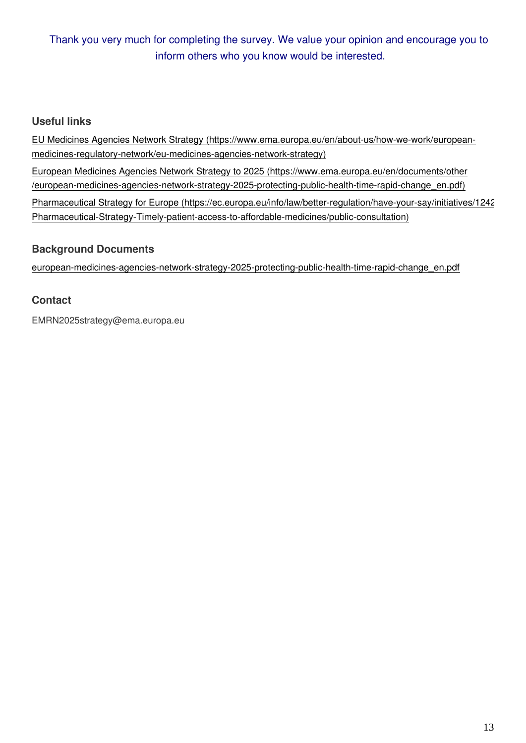Thank you very much for completing the survey. We value your opinion and encourage you to inform others who you know would be interested.

### Useful links

EU Medicines Agencies Network Strategy (https://www.ema.europa.eu/en/about-us/how-we-work/european-medicines-regulatory-network/eu-medicines-agencies-network-strategy)

European Medicines Agencies Network Strategy to 2025 (https://www.ema.europa.eu/en/documents/other/european-medicines-agencies-network-strategy-2025-protecting-public-health-time-rapid-change_en.pdf)

Pharmaceutical Strategy for Europe (https://ec.europa.eu/info/law/better-regulation/have-your-say/initiatives/1242 Pharmaceutical-Strategy-Timely-patient-access-to-affordable-medicines/public-consultation)

### Background Documents

european-medicines-agencies-network-strategy-2025-protecting-public-health-time-rapid-change_en.pdf

### Contact

EMRN2025strategy@ema.europa.eu